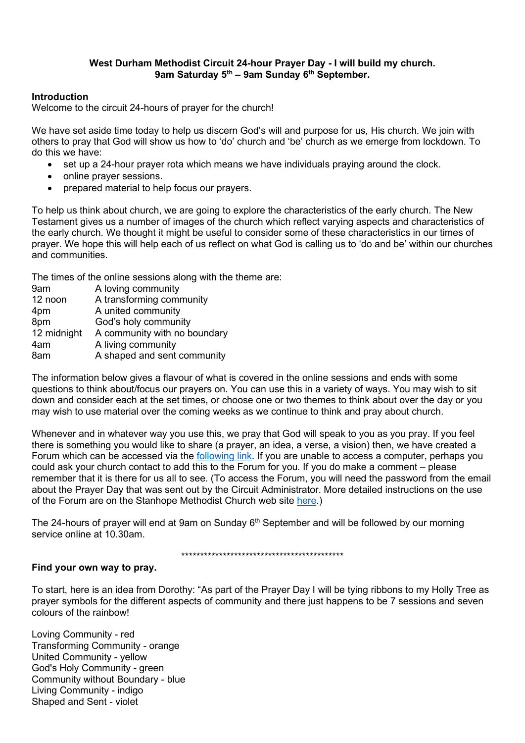**West Durham Methodist Circuit 24-hour Prayer Day - I will build my church.**
**9am Saturday 5th – 9am Sunday 6th September.**

**Introduction**

Welcome to the circuit 24-hours of prayer for the church!

We have set aside time today to help us discern God's will and purpose for us, His church. We join with others to pray that God will show us how to 'do' church and 'be' church as we emerge from lockdown. To do this we have:

- set up a 24-hour prayer rota which means we have individuals praying around the clock.
- online prayer sessions.
- prepared material to help focus our prayers.

To help us think about church, we are going to explore the characteristics of the early church. The New Testament gives us a number of images of the church which reflect varying aspects and characteristics of the early church. We thought it might be useful to consider some of these characteristics in our times of prayer. We hope this will help each of us reflect on what God is calling us to 'do and be' within our churches and communities.

The times of the online sessions along with the theme are:

| | |
|---|---|
| 9am | A loving community |
| 12 noon | A transforming community |
| 4pm | A united community |
| 8pm | God's holy community |
| 12 midnight | A community with no boundary |
| 4am | A living community |
| 8am | A shaped and sent community |

The information below gives a flavour of what is covered in the online sessions and ends with some questions to think about/focus our prayers on. You can use this in a variety of ways. You may wish to sit down and consider each at the set times, or choose one or two themes to think about over the day or you may wish to use material over the coming weeks as we continue to think and pray about church.

Whenever and in whatever way you use this, we pray that God will speak to you as you pray. If you feel there is something you would like to share (a prayer, an idea, a verse, a vision) then, we have created a Forum which can be accessed via the following link. If you are unable to access a computer, perhaps you could ask your church contact to add this to the Forum for you. If you do make a comment – please remember that it is there for us all to see. (To access the Forum, you will need the password from the email about the Prayer Day that was sent out by the Circuit Administrator. More detailed instructions on the use of the Forum are on the Stanhope Methodist Church web site here.)

The 24-hours of prayer will end at 9am on Sunday 6th September and will be followed by our morning service online at 10.30am.

*********************************************

**Find your own way to pray.**

To start, here is an idea from Dorothy: "As part of the Prayer Day I will be tying ribbons to my Holly Tree as prayer symbols for the different aspects of community and there just happens to be 7 sessions and seven colours of the rainbow!

Loving Community - red
Transforming Community - orange
United Community - yellow
God's Holy Community - green
Community without Boundary - blue
Living Community - indigo
Shaped and Sent - violet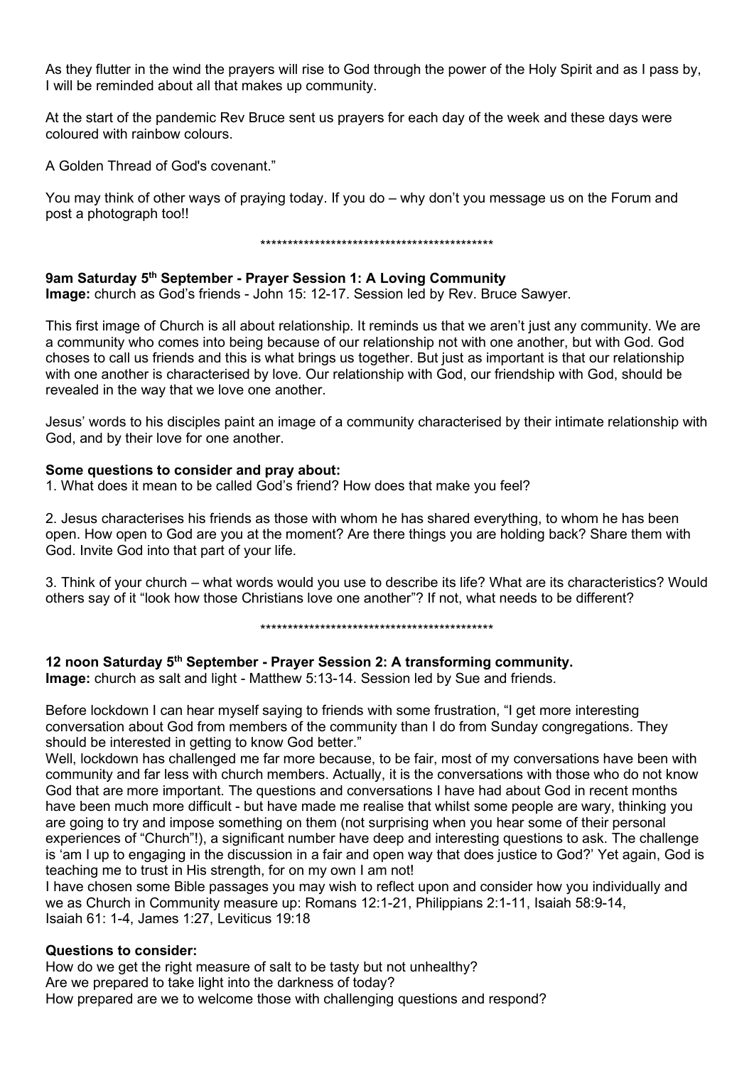As they flutter in the wind the prayers will rise to God through the power of the Holy Spirit and as I pass by, I will be reminded about all that makes up community.

At the start of the pandemic Rev Bruce sent us prayers for each day of the week and these days were coloured with rainbow colours.

A Golden Thread of God's covenant."

You may think of other ways of praying today. If you do – why don't you message us on the Forum and post a photograph too!!

*******************************************

**9am Saturday 5th September - Prayer Session 1: A Loving Community**
**Image:** church as God's friends - John 15: 12-17. Session led by Rev. Bruce Sawyer.

This first image of Church is all about relationship. It reminds us that we aren't just any community. We are a community who comes into being because of our relationship not with one another, but with God. God choses to call us friends and this is what brings us together. But just as important is that our relationship with one another is characterised by love. Our relationship with God, our friendship with God, should be revealed in the way that we love one another.

Jesus' words to his disciples paint an image of a community characterised by their intimate relationship with God, and by their love for one another.

**Some questions to consider and pray about:**

1. What does it mean to be called God's friend? How does that make you feel?

2. Jesus characterises his friends as those with whom he has shared everything, to whom he has been open. How open to God are you at the moment? Are there things you are holding back? Share them with God. Invite God into that part of your life.

3. Think of your church – what words would you use to describe its life? What are its characteristics? Would others say of it "look how those Christians love one another"? If not, what needs to be different?

*******************************************

**12 noon Saturday 5th September - Prayer Session 2: A transforming community.**
**Image:** church as salt and light - Matthew 5:13-14. Session led by Sue and friends.

Before lockdown I can hear myself saying to friends with some frustration, "I get more interesting conversation about God from members of the community than I do from Sunday congregations. They should be interested in getting to know God better."
Well, lockdown has challenged me far more because, to be fair, most of my conversations have been with community and far less with church members. Actually, it is the conversations with those who do not know God that are more important. The questions and conversations I have had about God in recent months have been much more difficult - but have made me realise that whilst some people are wary, thinking you are going to try and impose something on them (not surprising when you hear some of their personal experiences of "Church"!), a significant number have deep and interesting questions to ask. The challenge is 'am I up to engaging in the discussion in a fair and open way that does justice to God?' Yet again, God is teaching me to trust in His strength, for on my own I am not!
I have chosen some Bible passages you may wish to reflect upon and consider how you individually and we as Church in Community measure up: Romans 12:1-21, Philippians 2:1-11, Isaiah 58:9-14, Isaiah 61: 1-4, James 1:27, Leviticus 19:18

**Questions to consider:**

How do we get the right measure of salt to be tasty but not unhealthy?
Are we prepared to take light into the darkness of today?
How prepared are we to welcome those with challenging questions and respond?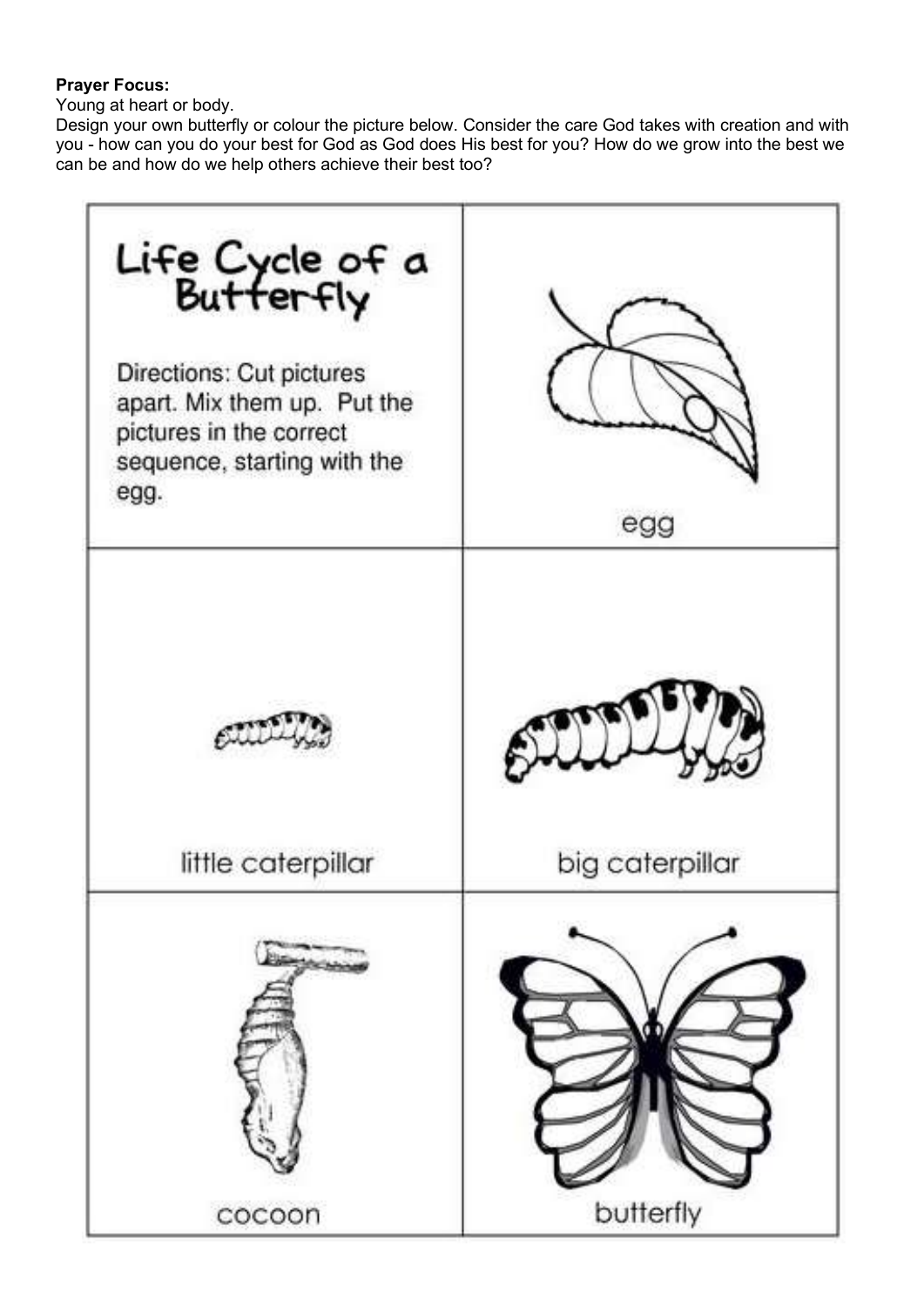**Prayer Focus:**
Young at heart or body.
Design your own butterfly or colour the picture below. Consider the care God takes with creation and with you - how can you do your best for God as God does His best for you? How do we grow into the best we can be and how do we help others achieve their best too?

| Life Cycle of a Butterfly<br><br>Directions: Cut pictures apart. Mix them up. Put the pictures in the correct sequence, starting with the egg. | egg |
|---|---|
| little caterpillar | big caterpillar |
| cocoon | butterfly |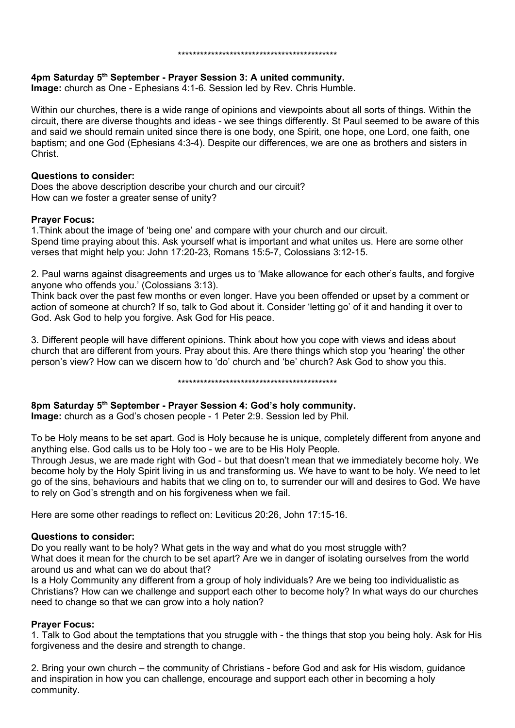********************************************

**4pm Saturday 5th September - Prayer Session 3: A united community.**
**Image:** church as One - Ephesians 4:1-6. Session led by Rev. Chris Humble.

Within our churches, there is a wide range of opinions and viewpoints about all sorts of things. Within the circuit, there are diverse thoughts and ideas - we see things differently. St Paul seemed to be aware of this and said we should remain united since there is one body, one Spirit, one hope, one Lord, one faith, one baptism; and one God (Ephesians 4:3-4). Despite our differences, we are one as brothers and sisters in Christ.

**Questions to consider:**
Does the above description describe your church and our circuit?
How can we foster a greater sense of unity?

**Prayer Focus:**
1.Think about the image of 'being one' and compare with your church and our circuit.
Spend time praying about this. Ask yourself what is important and what unites us. Here are some other verses that might help you: John 17:20-23, Romans 15:5-7, Colossians 3:12-15.

2. Paul warns against disagreements and urges us to 'Make allowance for each other's faults, and forgive anyone who offends you.' (Colossians 3:13).
Think back over the past few months or even longer. Have you been offended or upset by a comment or action of someone at church? If so, talk to God about it. Consider 'letting go' of it and handing it over to God. Ask God to help you forgive. Ask God for His peace.

3. Different people will have different opinions. Think about how you cope with views and ideas about church that are different from yours. Pray about this. Are there things which stop you 'hearing' the other person's view? How can we discern how to 'do' church and 'be' church? Ask God to show you this.

********************************************

**8pm Saturday 5th September - Prayer Session 4: God's holy community.**
**Image:** church as a God's chosen people - 1 Peter 2:9. Session led by Phil.

To be Holy means to be set apart. God is Holy because he is unique, completely different from anyone and anything else. God calls us to be Holy too - we are to be His Holy People.
Through Jesus, we are made right with God - but that doesn't mean that we immediately become holy. We become holy by the Holy Spirit living in us and transforming us. We have to want to be holy. We need to let go of the sins, behaviours and habits that we cling on to, to surrender our will and desires to God. We have to rely on God's strength and on his forgiveness when we fail.

Here are some other readings to reflect on: Leviticus 20:26, John 17:15-16.

**Questions to consider:**
Do you really want to be holy? What gets in the way and what do you most struggle with?
What does it mean for the church to be set apart? Are we in danger of isolating ourselves from the world around us and what can we do about that?
Is a Holy Community any different from a group of holy individuals? Are we being too individualistic as Christians? How can we challenge and support each other to become holy? In what ways do our churches need to change so that we can grow into a holy nation?

**Prayer Focus:**
1. Talk to God about the temptations that you struggle with - the things that stop you being holy. Ask for His forgiveness and the desire and strength to change.

2. Bring your own church – the community of Christians - before God and ask for His wisdom, guidance and inspiration in how you can challenge, encourage and support each other in becoming a holy community.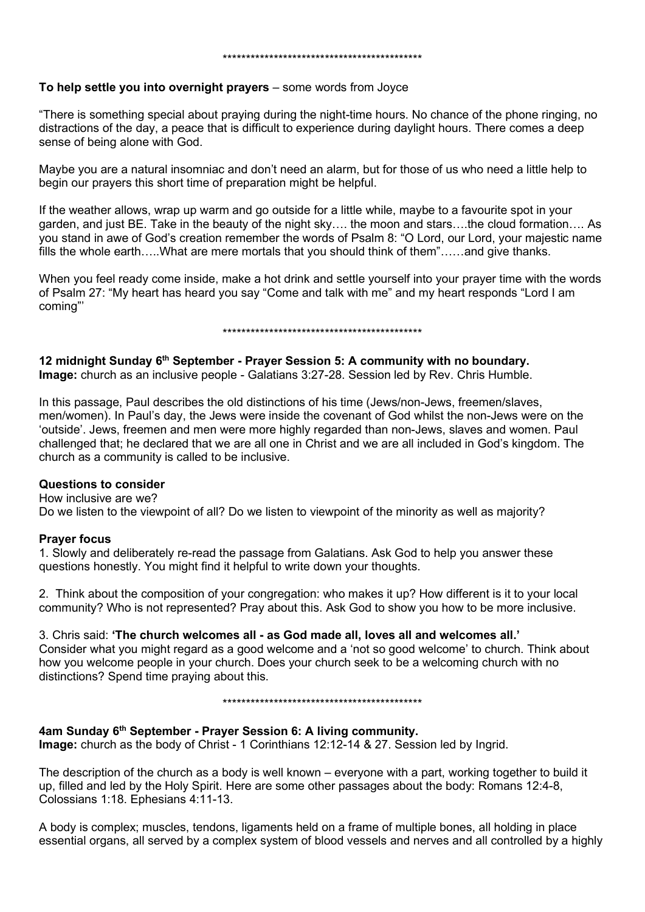********************************************

**To help settle you into overnight prayers** – some words from Joyce

"There is something special about praying during the night-time hours. No chance of the phone ringing, no distractions of the day, a peace that is difficult to experience during daylight hours. There comes a deep sense of being alone with God.

Maybe you are a natural insomniac and don't need an alarm, but for those of us who need a little help to begin our prayers this short time of preparation might be helpful.

If the weather allows, wrap up warm and go outside for a little while, maybe to a favourite spot in your garden, and just BE. Take in the beauty of the night sky…. the moon and stars….the cloud formation…. As you stand in awe of God's creation remember the words of Psalm 8: "O Lord, our Lord, your majestic name fills the whole earth…..What are mere mortals that you should think of them"……and give thanks.

When you feel ready come inside, make a hot drink and settle yourself into your prayer time with the words of Psalm 27: "My heart has heard you say "Come and talk with me" and my heart responds "Lord I am coming"'

********************************************

**12 midnight Sunday 6th September - Prayer Session 5: A community with no boundary.**
**Image:** church as an inclusive people - Galatians 3:27-28. Session led by Rev. Chris Humble.

In this passage, Paul describes the old distinctions of his time (Jews/non-Jews, freemen/slaves, men/women). In Paul's day, the Jews were inside the covenant of God whilst the non-Jews were on the 'outside'. Jews, freemen and men were more highly regarded than non-Jews, slaves and women. Paul challenged that; he declared that we are all one in Christ and we are all included in God's kingdom. The church as a community is called to be inclusive.

**Questions to consider**
How inclusive are we?
Do we listen to the viewpoint of all? Do we listen to viewpoint of the minority as well as majority?

**Prayer focus**
1. Slowly and deliberately re-read the passage from Galatians. Ask God to help you answer these questions honestly. You might find it helpful to write down your thoughts.

2. Think about the composition of your congregation: who makes it up? How different is it to your local community? Who is not represented? Pray about this. Ask God to show you how to be more inclusive.

3. Chris said: **'The church welcomes all - as God made all, loves all and welcomes all.'**
Consider what you might regard as a good welcome and a 'not so good welcome' to church. Think about how you welcome people in your church. Does your church seek to be a welcoming church with no distinctions? Spend time praying about this.

********************************************

**4am Sunday 6th September - Prayer Session 6: A living community.**
**Image:** church as the body of Christ - 1 Corinthians 12:12-14 & 27. Session led by Ingrid.

The description of the church as a body is well known – everyone with a part, working together to build it up, filled and led by the Holy Spirit. Here are some other passages about the body: Romans 12:4-8, Colossians 1:18. Ephesians 4:11-13.

A body is complex; muscles, tendons, ligaments held on a frame of multiple bones, all holding in place essential organs, all served by a complex system of blood vessels and nerves and all controlled by a highly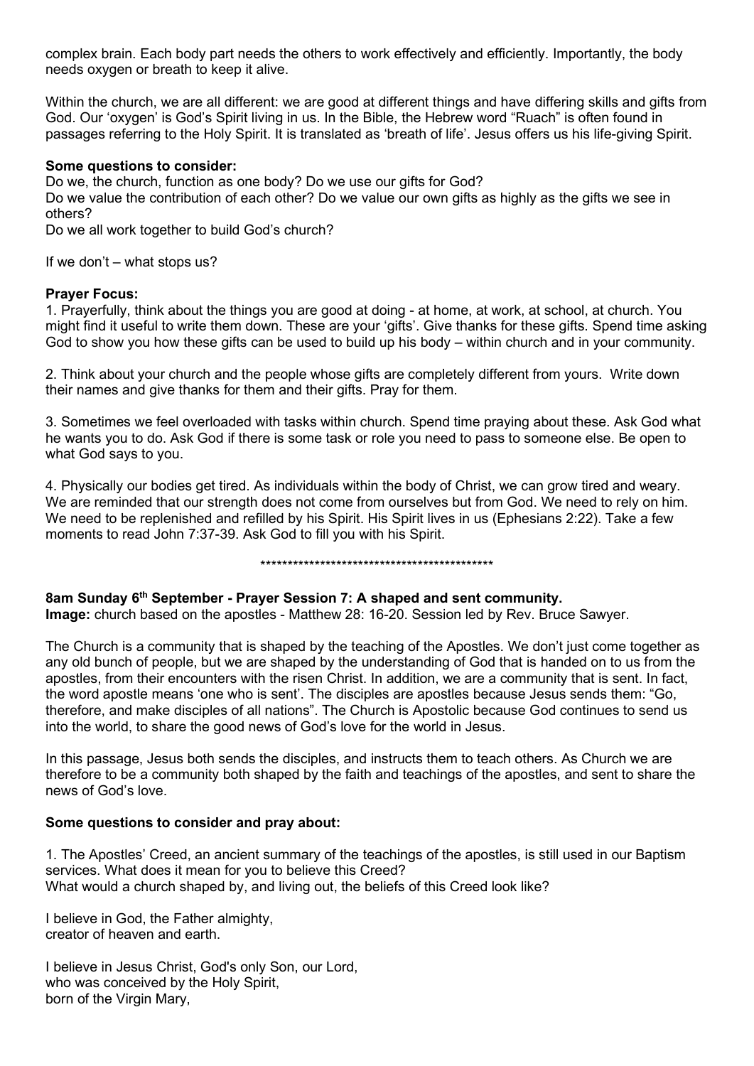complex brain. Each body part needs the others to work effectively and efficiently. Importantly, the body needs oxygen or breath to keep it alive.

Within the church, we are all different: we are good at different things and have differing skills and gifts from God. Our 'oxygen' is God's Spirit living in us. In the Bible, the Hebrew word "Ruach" is often found in passages referring to the Holy Spirit. It is translated as 'breath of life'. Jesus offers us his life-giving Spirit.

**Some questions to consider:**

Do we, the church, function as one body? Do we use our gifts for God?
Do we value the contribution of each other? Do we value our own gifts as highly as the gifts we see in others?
Do we all work together to build God's church?

If we don't – what stops us?

**Prayer Focus:**

1. Prayerfully, think about the things you are good at doing - at home, at work, at school, at church. You might find it useful to write them down. These are your 'gifts'. Give thanks for these gifts. Spend time asking God to show you how these gifts can be used to build up his body – within church and in your community.

2. Think about your church and the people whose gifts are completely different from yours. Write down their names and give thanks for them and their gifts. Pray for them.

3. Sometimes we feel overloaded with tasks within church. Spend time praying about these. Ask God what he wants you to do. Ask God if there is some task or role you need to pass to someone else. Be open to what God says to you.

4. Physically our bodies get tired. As individuals within the body of Christ, we can grow tired and weary. We are reminded that our strength does not come from ourselves but from God. We need to rely on him. We need to be replenished and refilled by his Spirit. His Spirit lives in us (Ephesians 2:22). Take a few moments to read John 7:37-39. Ask God to fill you with his Spirit.

********************************************

**8am Sunday 6th September - Prayer Session 7: A shaped and sent community.**
**Image:** church based on the apostles - Matthew 28: 16-20. Session led by Rev. Bruce Sawyer.

The Church is a community that is shaped by the teaching of the Apostles. We don't just come together as any old bunch of people, but we are shaped by the understanding of God that is handed on to us from the apostles, from their encounters with the risen Christ. In addition, we are a community that is sent. In fact, the word apostle means 'one who is sent'. The disciples are apostles because Jesus sends them: "Go, therefore, and make disciples of all nations". The Church is Apostolic because God continues to send us into the world, to share the good news of God's love for the world in Jesus.

In this passage, Jesus both sends the disciples, and instructs them to teach others. As Church we are therefore to be a community both shaped by the faith and teachings of the apostles, and sent to share the news of God's love.

**Some questions to consider and pray about:**

1. The Apostles' Creed, an ancient summary of the teachings of the apostles, is still used in our Baptism services. What does it mean for you to believe this Creed?
What would a church shaped by, and living out, the beliefs of this Creed look like?

I believe in God, the Father almighty,
creator of heaven and earth.

I believe in Jesus Christ, God's only Son, our Lord,
who was conceived by the Holy Spirit,
born of the Virgin Mary,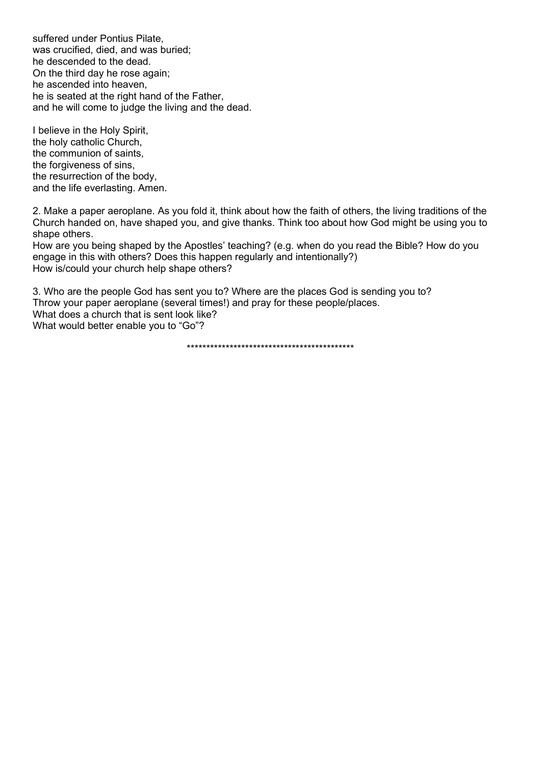suffered under Pontius Pilate,
was crucified, died, and was buried;
he descended to the dead.
On the third day he rose again;
he ascended into heaven,
he is seated at the right hand of the Father,
and he will come to judge the living and the dead.

I believe in the Holy Spirit,
the holy catholic Church,
the communion of saints,
the forgiveness of sins,
the resurrection of the body,
and the life everlasting. Amen.

2. Make a paper aeroplane. As you fold it, think about how the faith of others, the living traditions of the Church handed on, have shaped you, and give thanks. Think too about how God might be using you to shape others.
How are you being shaped by the Apostles' teaching? (e.g. when do you read the Bible? How do you engage in this with others? Does this happen regularly and intentionally?)
How is/could your church help shape others?

3. Who are the people God has sent you to? Where are the places God is sending you to?
Throw your paper aeroplane (several times!) and pray for these people/places.
What does a church that is sent look like?
What would better enable you to "Go"?

********************************************